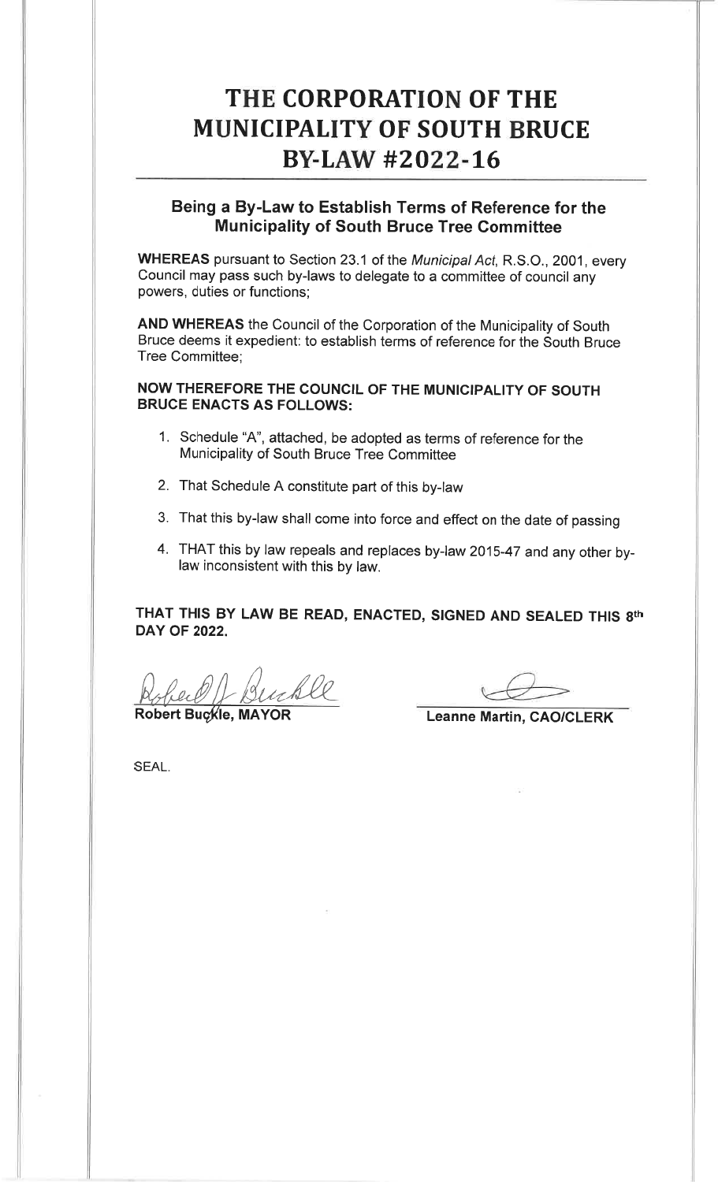# THE CORPORATION OF THE MUNICIPALITY OF SOUTH BRUCE BY-LAW #2022-16

## Being a By-Law to Establish Terms of Reference for the Municipality of South Bruce Tree Committee

**WHEREAS** pursuant to Section 23.1 of the *Municipal Act*, R.S.O., 2001, every Council may pass such by-laws to delegate to a committee of council any powers, duties or functions;

**AND WHEREAS** the Council of the Corporation of the Municipality of South Bruce deems it expedient: to establish terms of reference for the South Bruce Tree Committee;

**NOW THEREFORE THE COUNCIL OF THE MUNICIPALITY OF SOUTH BRUCE ENACTS AS FOLLOWS:**

1. Schedule "A", attached, be adopted as terms of reference for the Municipality of South Bruce Tree Committee
2. That Schedule A constitute part of this by-law
3. That this by-law shall come into force and effect on the date of passing
4. THAT this by law repeals and replaces by-law 2015-47 and any other by-law inconsistent with this by law.

**THAT THIS BY LAW BE READ, ENACTED, SIGNED AND SEALED THIS 8th DAY OF 2022.**

| | |
|---|---|
| **Robert Buckle, MAYOR** | **Leanne Martin, CAO/CLERK** |

SEAL.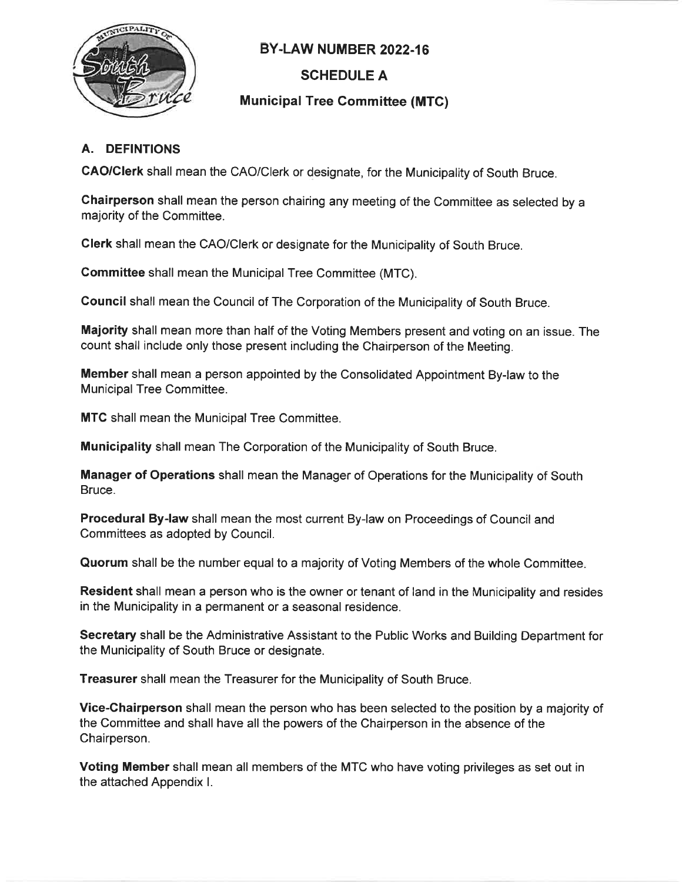# BY-LAW NUMBER 2022-16

## SCHEDULE A

### Municipal Tree Committee (MTC)

## A. DEFINTIONS

**CAO/Clerk** shall mean the CAO/Clerk or designate, for the Municipality of South Bruce.

**Chairperson** shall mean the person chairing any meeting of the Committee as selected by a majority of the Committee.

**Clerk** shall mean the CAO/Clerk or designate for the Municipality of South Bruce.

**Committee** shall mean the Municipal Tree Committee (MTC).

**Council** shall mean the Council of The Corporation of the Municipality of South Bruce.

**Majority** shall mean more than half of the Voting Members present and voting on an issue. The count shall include only those present including the Chairperson of the Meeting.

**Member** shall mean a person appointed by the Consolidated Appointment By-law to the Municipal Tree Committee.

**MTC** shall mean the Municipal Tree Committee.

**Municipality** shall mean The Corporation of the Municipality of South Bruce.

**Manager of Operations** shall mean the Manager of Operations for the Municipality of South Bruce.

**Procedural By-law** shall mean the most current By-law on Proceedings of Council and Committees as adopted by Council.

**Quorum** shall be the number equal to a majority of Voting Members of the whole Committee.

**Resident** shall mean a person who is the owner or tenant of land in the Municipality and resides in the Municipality in a permanent or a seasonal residence.

**Secretary** shall be the Administrative Assistant to the Public Works and Building Department for the Municipality of South Bruce or designate.

**Treasurer** shall mean the Treasurer for the Municipality of South Bruce.

**Vice-Chairperson** shall mean the person who has been selected to the position by a majority of the Committee and shall have all the powers of the Chairperson in the absence of the Chairperson.

**Voting Member** shall mean all members of the MTC who have voting privileges as set out in the attached Appendix I.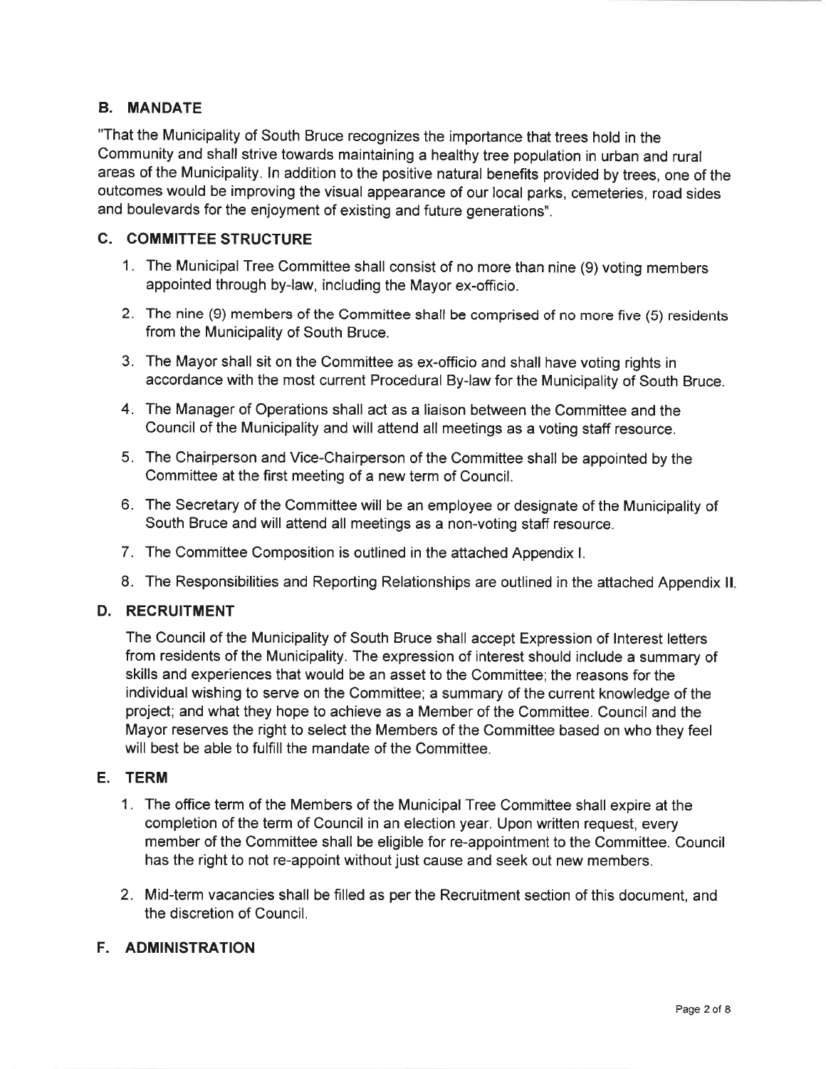## B. MANDATE

"That the Municipality of South Bruce recognizes the importance that trees hold in the Community and shall strive towards maintaining a healthy tree population in urban and rural areas of the Municipality. In addition to the positive natural benefits provided by trees, one of the outcomes would be improving the visual appearance of our local parks, cemeteries, road sides and boulevards for the enjoyment of existing and future generations".

## C. COMMITTEE STRUCTURE

1. The Municipal Tree Committee shall consist of no more than nine (9) voting members appointed through by-law, including the Mayor ex-officio.
2. The nine (9) members of the Committee shall be comprised of no more five (5) residents from the Municipality of South Bruce.
3. The Mayor shall sit on the Committee as ex-officio and shall have voting rights in accordance with the most current Procedural By-law for the Municipality of South Bruce.
4. The Manager of Operations shall act as a liaison between the Committee and the Council of the Municipality and will attend all meetings as a voting staff resource.
5. The Chairperson and Vice-Chairperson of the Committee shall be appointed by the Committee at the first meeting of a new term of Council.
6. The Secretary of the Committee will be an employee or designate of the Municipality of South Bruce and will attend all meetings as a non-voting staff resource.
7. The Committee Composition is outlined in the attached Appendix I.
8. The Responsibilities and Reporting Relationships are outlined in the attached Appendix II.

## D. RECRUITMENT

The Council of the Municipality of South Bruce shall accept Expression of Interest letters from residents of the Municipality. The expression of interest should include a summary of skills and experiences that would be an asset to the Committee; the reasons for the individual wishing to serve on the Committee; a summary of the current knowledge of the project; and what they hope to achieve as a Member of the Committee. Council and the Mayor reserves the right to select the Members of the Committee based on who they feel will best be able to fulfill the mandate of the Committee.

## E. TERM

1. The office term of the Members of the Municipal Tree Committee shall expire at the completion of the term of Council in an election year. Upon written request, every member of the Committee shall be eligible for re-appointment to the Committee. Council has the right to not re-appoint without just cause and seek out new members.
2. Mid-term vacancies shall be filled as per the Recruitment section of this document, and the discretion of Council.

## F. ADMINISTRATION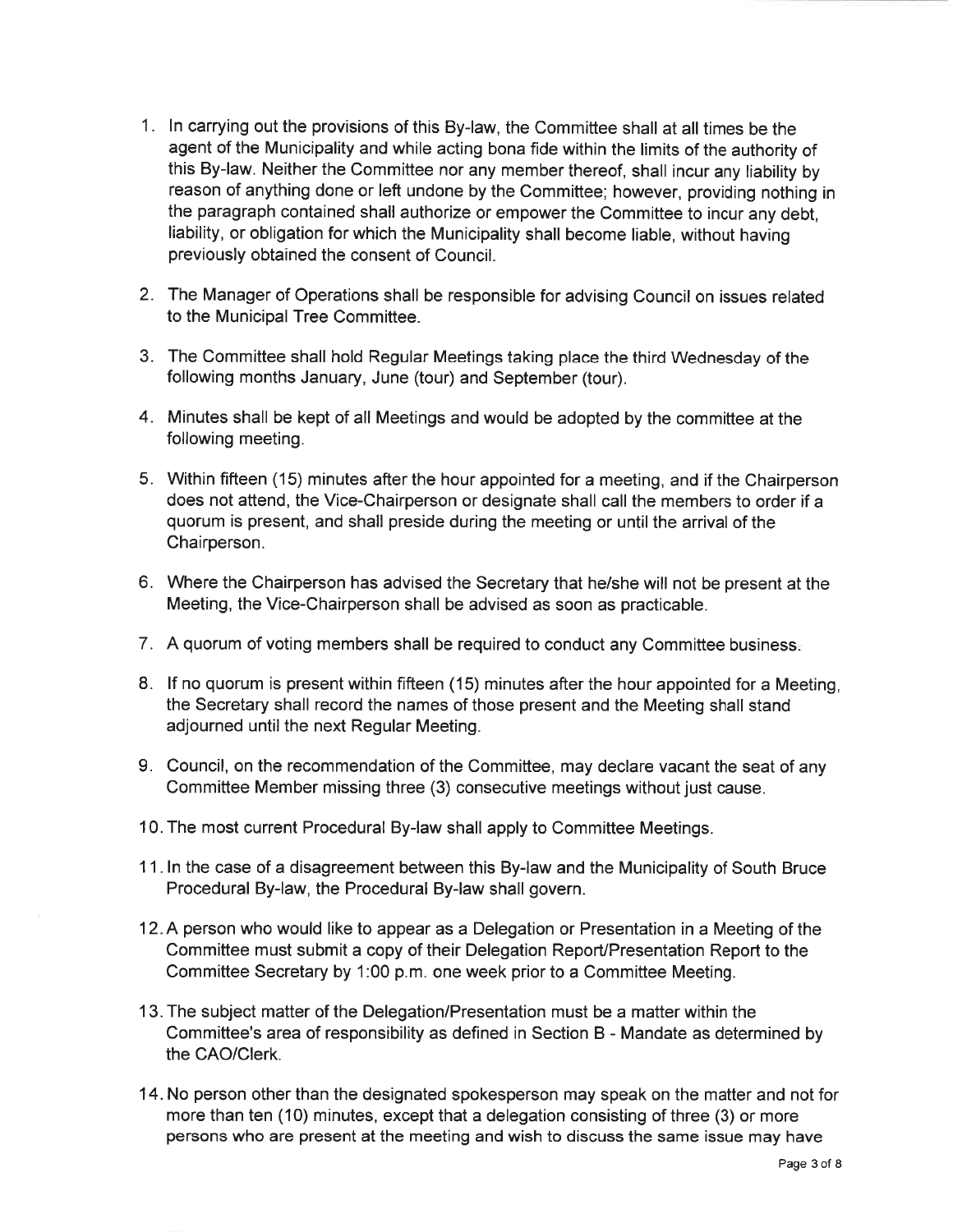1. In carrying out the provisions of this By-law, the Committee shall at all times be the agent of the Municipality and while acting bona fide within the limits of the authority of this By-law. Neither the Committee nor any member thereof, shall incur any liability by reason of anything done or left undone by the Committee; however, providing nothing in the paragraph contained shall authorize or empower the Committee to incur any debt, liability, or obligation for which the Municipality shall become liable, without having previously obtained the consent of Council.

2. The Manager of Operations shall be responsible for advising Council on issues related to the Municipal Tree Committee.

3. The Committee shall hold Regular Meetings taking place the third Wednesday of the following months January, June (tour) and September (tour).

4. Minutes shall be kept of all Meetings and would be adopted by the committee at the following meeting.

5. Within fifteen (15) minutes after the hour appointed for a meeting, and if the Chairperson does not attend, the Vice-Chairperson or designate shall call the members to order if a quorum is present, and shall preside during the meeting or until the arrival of the Chairperson.

6. Where the Chairperson has advised the Secretary that he/she will not be present at the Meeting, the Vice-Chairperson shall be advised as soon as practicable.

7. A quorum of voting members shall be required to conduct any Committee business.

8. If no quorum is present within fifteen (15) minutes after the hour appointed for a Meeting, the Secretary shall record the names of those present and the Meeting shall stand adjourned until the next Regular Meeting.

9. Council, on the recommendation of the Committee, may declare vacant the seat of any Committee Member missing three (3) consecutive meetings without just cause.

10. The most current Procedural By-law shall apply to Committee Meetings.

11. In the case of a disagreement between this By-law and the Municipality of South Bruce Procedural By-law, the Procedural By-law shall govern.

12. A person who would like to appear as a Delegation or Presentation in a Meeting of the Committee must submit a copy of their Delegation Report/Presentation Report to the Committee Secretary by 1:00 p.m. one week prior to a Committee Meeting.

13. The subject matter of the Delegation/Presentation must be a matter within the Committee's area of responsibility as defined in Section B - Mandate as determined by the CAO/Clerk.

14. No person other than the designated spokesperson may speak on the matter and not for more than ten (10) minutes, except that a delegation consisting of three (3) or more persons who are present at the meeting and wish to discuss the same issue may have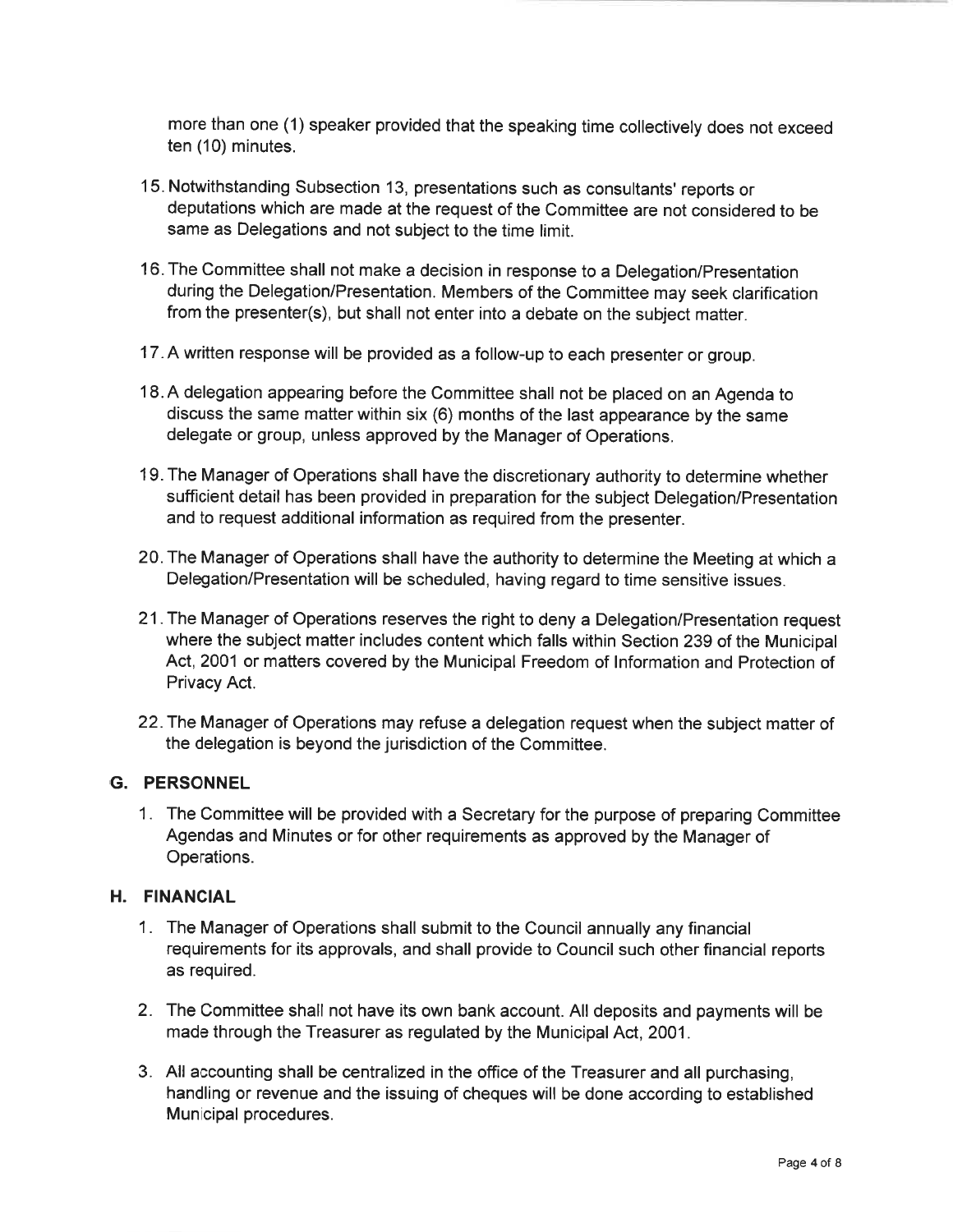more than one (1) speaker provided that the speaking time collectively does not exceed ten (10) minutes.

15. Notwithstanding Subsection 13, presentations such as consultants' reports or deputations which are made at the request of the Committee are not considered to be same as Delegations and not subject to the time limit.

16. The Committee shall not make a decision in response to a Delegation/Presentation during the Delegation/Presentation. Members of the Committee may seek clarification from the presenter(s), but shall not enter into a debate on the subject matter.

17. A written response will be provided as a follow-up to each presenter or group.

18. A delegation appearing before the Committee shall not be placed on an Agenda to discuss the same matter within six (6) months of the last appearance by the same delegate or group, unless approved by the Manager of Operations.

19. The Manager of Operations shall have the discretionary authority to determine whether sufficient detail has been provided in preparation for the subject Delegation/Presentation and to request additional information as required from the presenter.

20. The Manager of Operations shall have the authority to determine the Meeting at which a Delegation/Presentation will be scheduled, having regard to time sensitive issues.

21. The Manager of Operations reserves the right to deny a Delegation/Presentation request where the subject matter includes content which falls within Section 239 of the Municipal Act, 2001 or matters covered by the Municipal Freedom of Information and Protection of Privacy Act.

22. The Manager of Operations may refuse a delegation request when the subject matter of the delegation is beyond the jurisdiction of the Committee.

## G. PERSONNEL

1. The Committee will be provided with a Secretary for the purpose of preparing Committee Agendas and Minutes or for other requirements as approved by the Manager of Operations.

## H. FINANCIAL

1. The Manager of Operations shall submit to the Council annually any financial requirements for its approvals, and shall provide to Council such other financial reports as required.

2. The Committee shall not have its own bank account. All deposits and payments will be made through the Treasurer as regulated by the Municipal Act, 2001.

3. All accounting shall be centralized in the office of the Treasurer and all purchasing, handling or revenue and the issuing of cheques will be done according to established Municipal procedures.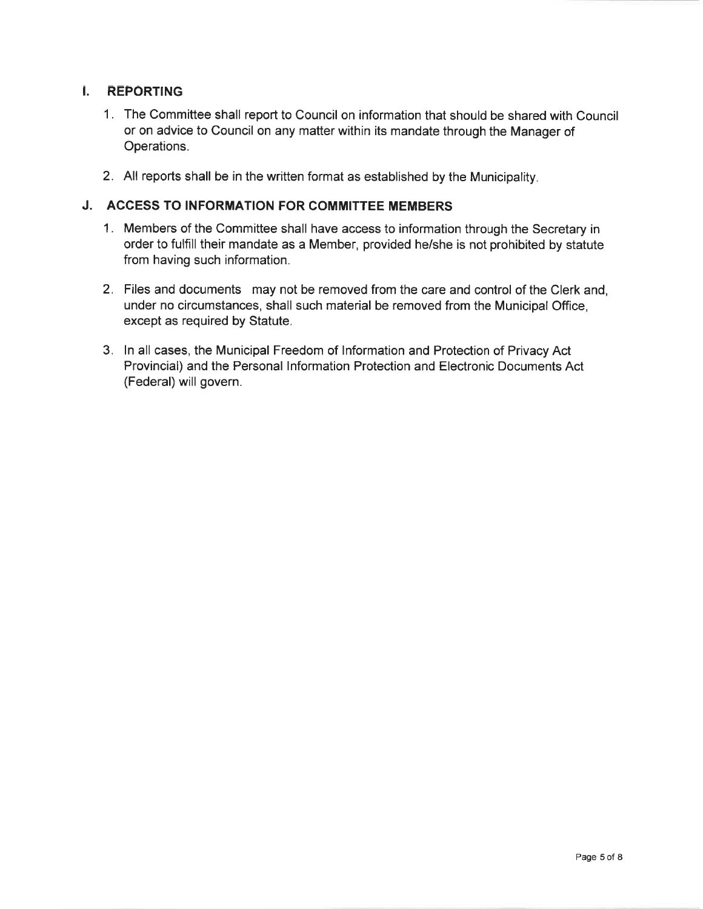## I. REPORTING

1. The Committee shall report to Council on information that should be shared with Council or on advice to Council on any matter within its mandate through the Manager of Operations.

2. All reports shall be in the written format as established by the Municipality.

## J. ACCESS TO INFORMATION FOR COMMITTEE MEMBERS

1. Members of the Committee shall have access to information through the Secretary in order to fulfill their mandate as a Member, provided he/she is not prohibited by statute from having such information.

2. Files and documents may not be removed from the care and control of the Clerk and, under no circumstances, shall such material be removed from the Municipal Office, except as required by Statute.

3. In all cases, the Municipal Freedom of Information and Protection of Privacy Act Provincial) and the Personal Information Protection and Electronic Documents Act (Federal) will govern.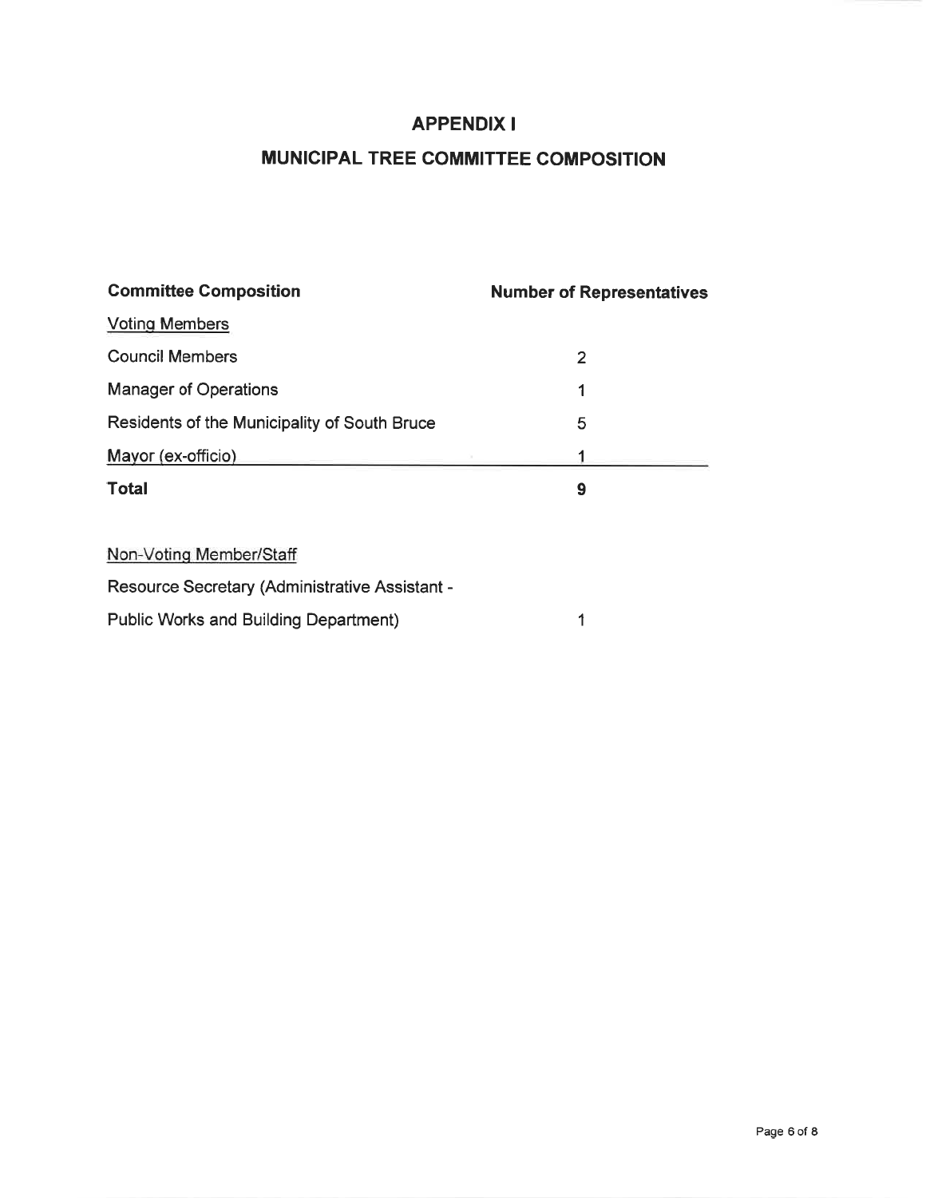# APPENDIX I

## MUNICIPAL TREE COMMITTEE COMPOSITION

| Committee Composition | Number of Representatives |
|---|---|
| Voting Members | |
| Council Members | 2 |
| Manager of Operations | 1 |
| Residents of the Municipality of South Bruce | 5 |
| Mayor (ex-officio) | 1 |
| **Total** | **9** |
| | |
| Non-Voting Member/Staff | |
| Resource Secretary (Administrative Assistant - Public Works and Building Department) | 1 |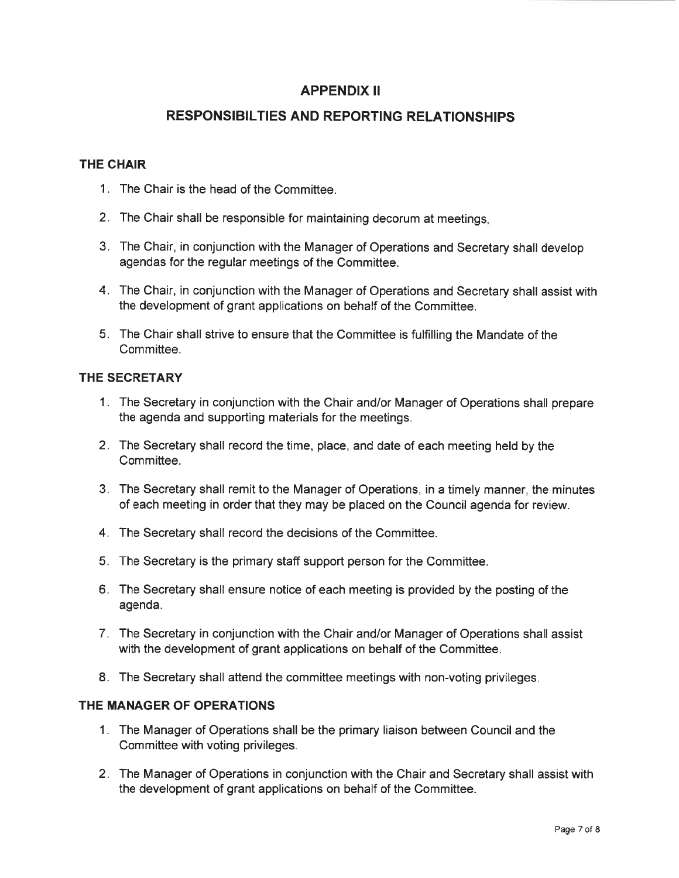# APPENDIX II

## RESPONSIBILTIES AND REPORTING RELATIONSHIPS

### THE CHAIR

1. The Chair is the head of the Committee.
2. The Chair shall be responsible for maintaining decorum at meetings.
3. The Chair, in conjunction with the Manager of Operations and Secretary shall develop agendas for the regular meetings of the Committee.
4. The Chair, in conjunction with the Manager of Operations and Secretary shall assist with the development of grant applications on behalf of the Committee.
5. The Chair shall strive to ensure that the Committee is fulfilling the Mandate of the Committee.

### THE SECRETARY

1. The Secretary in conjunction with the Chair and/or Manager of Operations shall prepare the agenda and supporting materials for the meetings.
2. The Secretary shall record the time, place, and date of each meeting held by the Committee.
3. The Secretary shall remit to the Manager of Operations, in a timely manner, the minutes of each meeting in order that they may be placed on the Council agenda for review.
4. The Secretary shall record the decisions of the Committee.
5. The Secretary is the primary staff support person for the Committee.
6. The Secretary shall ensure notice of each meeting is provided by the posting of the agenda.
7. The Secretary in conjunction with the Chair and/or Manager of Operations shall assist with the development of grant applications on behalf of the Committee.
8. The Secretary shall attend the committee meetings with non-voting privileges.

### THE MANAGER OF OPERATIONS

1. The Manager of Operations shall be the primary liaison between Council and the Committee with voting privileges.
2. The Manager of Operations in conjunction with the Chair and Secretary shall assist with the development of grant applications on behalf of the Committee.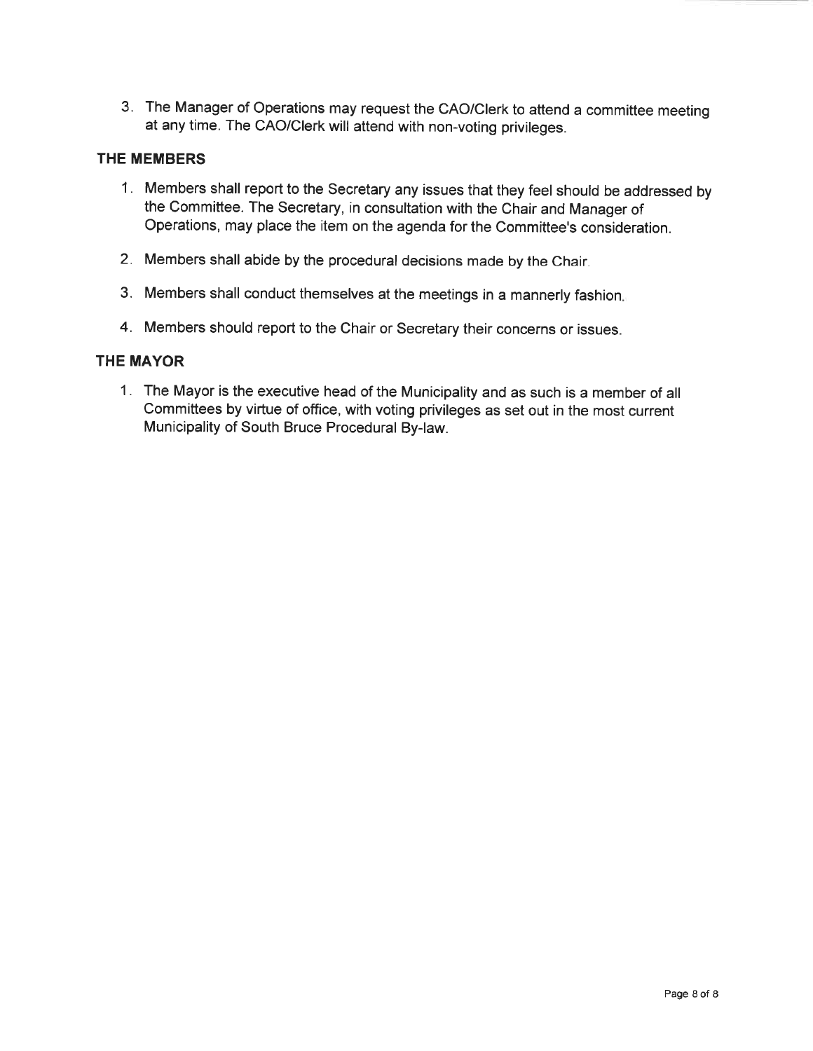3. The Manager of Operations may request the CAO/Clerk to attend a committee meeting at any time. The CAO/Clerk will attend with non-voting privileges.

### THE MEMBERS

1. Members shall report to the Secretary any issues that they feel should be addressed by the Committee. The Secretary, in consultation with the Chair and Manager of Operations, may place the item on the agenda for the Committee's consideration.

2. Members shall abide by the procedural decisions made by the Chair.

3. Members shall conduct themselves at the meetings in a mannerly fashion.

4. Members should report to the Chair or Secretary their concerns or issues.

### THE MAYOR

1. The Mayor is the executive head of the Municipality and as such is a member of all Committees by virtue of office, with voting privileges as set out in the most current Municipality of South Bruce Procedural By-law.